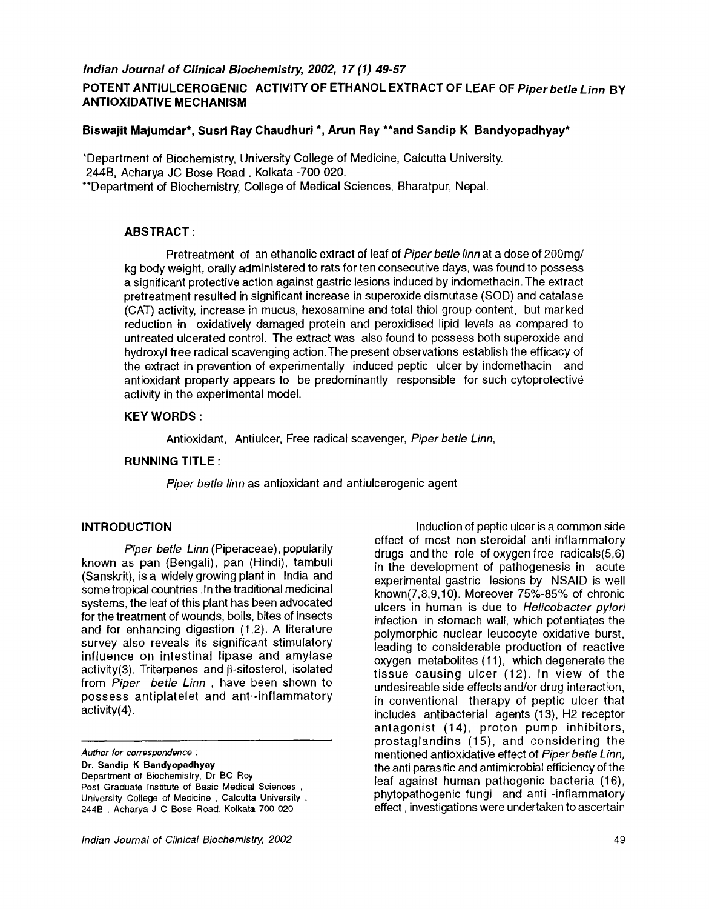*Indian Journal of Clinical Biochemistry, 2002, 17 (1) 49-57*

# POTENT ANTIULCEROGENIC ACTIVITY OF ETHANOL EXTRACT OF LEAF OF *Piper betle Linn* BY ANTIOXIDATIVE MECHANISM

**Biswajit Majumdar\*, Susri Ray Chaudhuri \*, Arun Ray \*\*and Sandip K Bandyopadhyay\***

\*Department of Biochemistry, University College of Medicine, Calcutta University. 244B, Acharya JC Bose Road . Kolkata -700 020.

\*\*Department of Biochemistry, College of Medical Sciences, Bharatpur, Nepal.

## ABSTRACT :

Pretreatment of an ethanolic extract of leaf of *Piper betle linn* at a dose of 200mg/kg body weight, orally administered to rats for ten consecutive days, was found to possess a significant protective action against gastric lesions induced by indomethacin. The extract pretreatment resulted in significant increase in superoxide dismutase (SOD) and catalase (CAT) activity, increase in mucus, hexosamine and total thiol group content, but marked reduction in oxidatively damaged protein and peroxidised lipid levels as compared to untreated ulcerated control. The extract was also found to possess both superoxide and hydroxyl free radical scavenging action. The present observations establish the efficacy of the extract in prevention of experimentally induced peptic ulcer by indomethacin and antioxidant property appears to be predominantly responsible for such cytoprotective activity in the experimental model.

## KEY WORDS :

Antioxidant, Antiulcer, Free radical scavenger, *Piper betle Linn*,

## RUNNING TITLE :

*Piper betle linn* as antioxidant and antiulcerogenic agent

## INTRODUCTION

*Piper betle Linn* (Piperaceae), popularily known as pan (Bengali), pan (Hindi), tambuli (Sanskrit), is a widely growing plant in India and some tropical countries . In the traditional medicinal systems, the leaf of this plant has been advocated for the treatment of wounds, boils, bites of insects and for enhancing digestion (1,2). A literature survey also reveals its significant stimulatory influence on intestinal lipase and amylase activity(3). Triterpenes and β-sitosterol, isolated from *Piper betle Linn* , have been shown to possess antiplatelet and anti-inflammatory activity(4).

Induction of peptic ulcer is a common side effect of most non-steroidal anti-inflammatory drugs and the role of oxygen free radicals(5,6) in the development of pathogenesis in acute experimental gastric lesions by NSAID is well known(7,8,9,10). Moreover 75%-85% of chronic ulcers in human is due to *Helicobacter pylori* infection in stomach wall, which potentiates the polymorphic nuclear leucocyte oxidative burst, leading to considerable production of reactive oxygen metabolites (11), which degenerate the tissue causing ulcer (12). In view of the undesireable side effects and/or drug interaction, in conventional therapy of peptic ulcer that includes antibacterial agents (13), H2 receptor antagonist (14), proton pump inhibitors, prostaglandins (15), and considering the mentioned antioxidative effect of *Piper betle Linn*, the anti parasitic and antimicrobial efficiency of the leaf against human pathogenic bacteria (16), phytopathogenic fungi and anti -inflammatory effect , investigations were undertaken to ascertain

---

*Author for correspondence :*
**Dr. Sandip K Bandyopadhyay**
Department of Biochemistry, Dr BC Roy Post Graduate Institute of Basic Medical Sciences , University College of Medicine , Calcutta University . 244B , Acharya J C Bose Road. Kolkata 700 020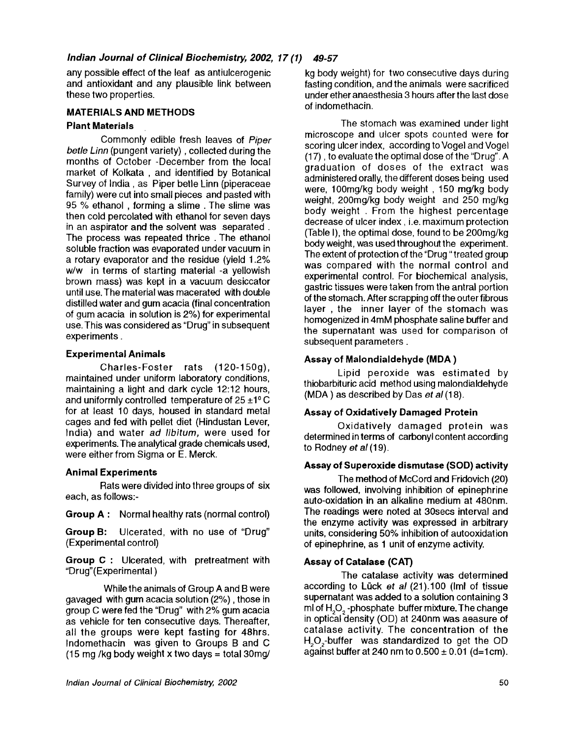any possible effect of the leaf as antiulcerogenic and antioxidant and any plausible link between these two properties.

## MATERIALS AND METHODS

### Plant Materials

Commonly edible fresh leaves of *Piper betle Linn* (pungent variety), collected during the months of October -December from the local market of Kolkata, and identified by Botanical Survey of India, as Piper betle Linn (piperaceae family) were cut into small pieces and pasted with 95 % ethanol, forming a slime. The slime was then cold percolated with ethanol for seven days in an aspirator and the solvent was separated. The process was repeated thrice. The ethanol soluble fraction was evaporated under vacuum in a rotary evaporator and the residue (yield 1.2% w/w in terms of starting material -a yellowish brown mass) was kept in a vacuum desiccator until use. The material was macerated with double distilled water and gum acacia (final concentration of gum acacia in solution is 2%) for experimental use. This was considered as "Drug" in subsequent experiments.

### Experimental Animals

Charles-Foster rats (120-150g), maintained under uniform laboratory conditions, maintaining a light and dark cycle 12:12 hours, and uniformly controlled temperature of 25 ±1° C for at least 10 days, housed in standard metal cages and fed with pellet diet (Hindustan Lever, India) and water *ad libitum*, were used for experiments. The analytical grade chemicals used, were either from Sigma or E. Merck.

### Animal Experiments

Rats were divided into three groups of six each, as follows:-

**Group A :** Normal healthy rats (normal control)

**Group B:** Ulcerated, with no use of "Drug" (Experimental control)

**Group C :** Ulcerated, with pretreatment with "Drug"(Experimental)

While the animals of Group A and B were gavaged with gum acacia solution (2%), those in group C were fed the "Drug" with 2% gum acacia as vehicle for ten consecutive days. Thereafter, all the groups were kept fasting for 48hrs. Indomethacin was given to Groups B and C (15 mg /kg body weight x two days = total 30mg/kg body weight) for two consecutive days during fasting condition, and the animals were sacrificed under ether anaesthesia 3 hours after the last dose of indomethacin.

The stomach was examined under light microscope and ulcer spots counted were for scoring ulcer index, according to Vogel and Vogel (17), to evaluate the optimal dose of the "Drug". A graduation of doses of the extract was administered orally, the different doses being used were, 100mg/kg body weight, 150 mg/kg body weight, 200mg/kg body weight and 250 mg/kg body weight. From the highest percentage decrease of ulcer index, i.e. maximum protection (Table I), the optimal dose, found to be 200mg/kg body weight, was used throughout the experiment. The extent of protection of the "Drug " treated group was compared with the normal control and experimental control. For biochemical analysis, gastric tissues were taken from the antral portion of the stomach. After scrapping off the outer fibrous layer, the inner layer of the stomach was homogenized in 4mM phosphate saline buffer and the supernatant was used for comparison of subsequent parameters.

### Assay of Malondialdehyde (MDA)

Lipid peroxide was estimated by thiobarbituric acid method using malondialdehyde (MDA) as described by Das *et al* (18).

### Assay of Oxidatively Damaged Protein

Oxidatively damaged protein was determined in terms of carbonyl content according to Rodney *et al* (19).

### Assay of Superoxide dismutase (SOD) activity

The method of McCord and Fridovich (20) was followed, involving inhibition of epinephrine auto-oxidation in an alkaline medium at 480nm. The readings were noted at 30secs interval and the enzyme activity was expressed in arbitrary units, considering 50% inhibition of autooxidation of epinephrine, as 1 unit of enzyme activity.

### Assay of Catalase (CAT)

The catalase activity was determined according to Lück *et al* (21).100 (lml of tissue supernatant was added to a solution containing 3 ml of $H_2O_2$-phosphate buffer mixture. The change in optical density (OD) at 240nm was aeasure of catalase activity. The concentration of the $H_2O_2$-buffer was standardized to get the OD against buffer at 240 nm to 0.500 ± 0.01 (d=1cm).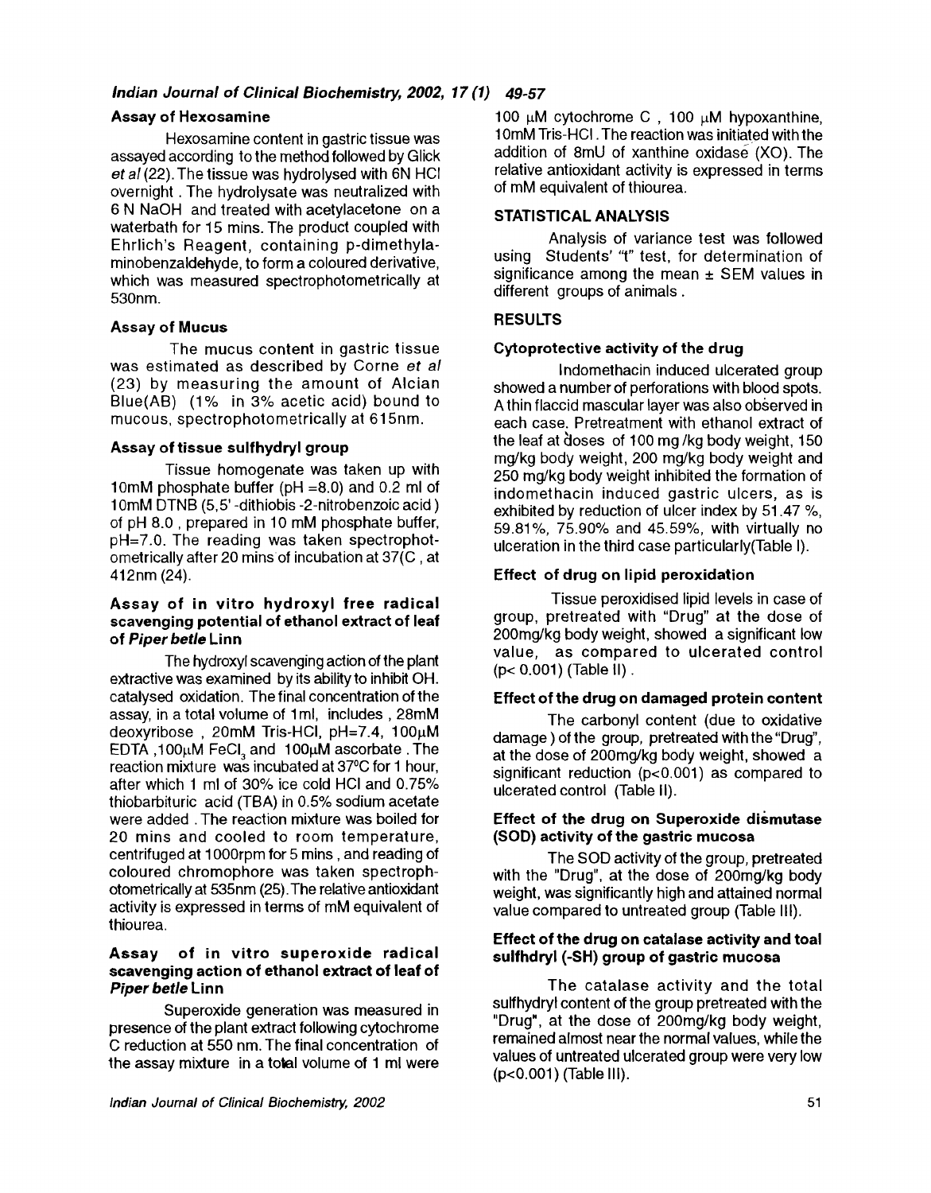### Assay of Hexosamine

Hexosamine content in gastric tissue was assayed according to the method followed by Glick *et al* (22). The tissue was hydrolysed with 6N HCl overnight . The hydrolysate was neutralized with 6 N NaOH and treated with acetylacetone on a waterbath for 15 mins. The product coupled with Ehrlich's Reagent, containing p-dimethylaminobenzaldehyde, to form a coloured derivative, which was measured spectrophotometrically at 530nm.

### Assay of Mucus

The mucus content in gastric tissue was estimated as described by Corne *et al* (23) by measuring the amount of Alcian Blue(AB) (1% in 3% acetic acid) bound to mucous, spectrophotometrically at 615nm.

### Assay of tissue sulfhydryl group

Tissue homogenate was taken up with 10mM phosphate buffer (pH =8.0) and 0.2 ml of 10mM DTNB (5,5'-dithiobis -2-nitrobenzoic acid ) of pH 8.0 , prepared in 10 mM phosphate buffer, pH=7.0. The reading was taken spectrophotometrically after 20 mins of incubation at 37(C , at 412nm (24).

### Assay of in vitro hydroxyl free radical scavenging potential of ethanol extract of leaf of *Piper betle* Linn

The hydroxyl scavenging action of the plant extractive was examined by its ability to inhibit OH. catalysed oxidation. The final concentration of the assay, in a total volume of 1ml, includes , 28mM deoxyribose , 20mM Tris-HCl, pH=7.4, 100μM EDTA ,100μM $FeCl_3$ and 100μM ascorbate . The reaction mixture was incubated at 37°C for 1 hour, after which 1 ml of 30% ice cold HCl and 0.75% thiobarbituric acid (TBA) in 0.5% sodium acetate were added . The reaction mixture was boiled for 20 mins and cooled to room temperature, centrifuged at 1000rpm for 5 mins , and reading of coloured chromophore was taken spectrophotometrically at 535nm (25). The relative antioxidant activity is expressed in terms of mM equivalent of thiourea.

### Assay of in vitro superoxide radical scavenging action of ethanol extract of leaf of *Piper betle* Linn

Superoxide generation was measured in presence of the plant extract following cytochrome C reduction at 550 nm. The final concentration of the assay mixture in a total volume of 1 ml were 100 μM cytochrome C , 100 μM hypoxanthine, 10mM Tris-HCl . The reaction was initiated with the addition of 8mU of xanthine oxidase (XO). The relative antioxidant activity is expressed in terms of mM equivalent of thiourea.

## STATISTICAL ANALYSIS

Analysis of variance test was followed using Students' "t" test, for determination of significance among the mean ± SEM values in different groups of animals .

## RESULTS

### Cytoprotective activity of the drug

Indomethacin induced ulcerated group showed a number of perforations with blood spots. A thin flaccid mascular layer was also observed in each case. Pretreatment with ethanol extract of the leaf at doses of 100 mg /kg body weight, 150 mg/kg body weight, 200 mg/kg body weight and 250 mg/kg body weight inhibited the formation of indomethacin induced gastric ulcers, as is exhibited by reduction of ulcer index by 51.47 %, 59.81%, 75.90% and 45.59%, with virtually no ulceration in the third case particularly(Table I).

### Effect of drug on lipid peroxidation

Tissue peroxidised lipid levels in case of group, pretreated with "Drug" at the dose of 200mg/kg body weight, showed a significant low value, as compared to ulcerated control ($p < 0.001$) (Table II) .

### Effect of the drug on damaged protein content

The carbonyl content (due to oxidative damage ) of the group, pretreated with the "Drug", at the dose of 200mg/kg body weight, showed a significant reduction ($p < 0.001$) as compared to ulcerated control (Table II).

### Effect of the drug on Superoxide dismutase (SOD) activity of the gastric mucosa

The SOD activity of the group, pretreated with the "Drug", at the dose of 200mg/kg body weight, was significantly high and attained normal value compared to untreated group (Table III).

### Effect of the drug on catalase activity and toal sulfhdryl (-SH) group of gastric mucosa

The catalase activity and the total sulfhydryl content of the group pretreated with the "Drug", at the dose of 200mg/kg body weight, remained almost near the normal values, while the values of untreated ulcerated group were very low ($p < 0.001$) (Table III).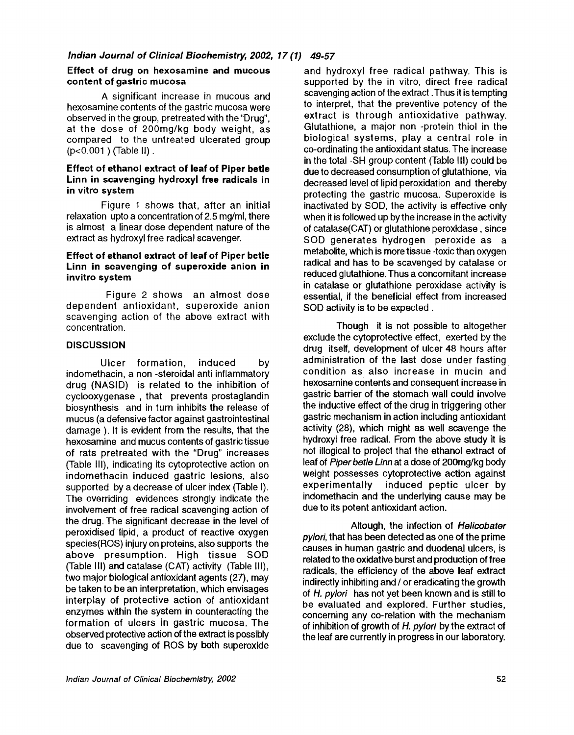### Effect of drug on hexosamine and mucous content of gastric mucosa

A significant increase in mucous and hexosamine contents of the gastric mucosa were observed in the group, pretreated with the "Drug", at the dose of 200mg/kg body weight, as compared to the untreated ulcerated group ($p<0.001$) (Table II).

### Effect of ethanol extract of leaf of Piper betle Linn in scavenging hydroxyl free radicals in in vitro system

Figure 1 shows that, after an initial relaxation upto a concentration of 2.5 mg/ml, there is almost a linear dose dependent nature of the extract as hydroxyl free radical scavenger.

### Effect of ethanol extract of leaf of Piper betle Linn in scavenging of superoxide anion in invitro system

Figure 2 shows an almost dose dependent antioxidant, superoxide anion scavenging action of the above extract with concentration.

## DISCUSSION

Ulcer formation, induced by indomethacin, a non -steroidal anti inflammatory drug (NASID) is related to the inhibition of cyclooxygenase , that prevents prostaglandin biosynthesis and in turn inhibits the release of mucus (a defensive factor against gastrointestinal damage ). It is evident from the results, that the hexosamine and mucus contents of gastric tissue of rats pretreated with the "Drug" increases (Table III), indicating its cytoprotective action on indomethacin induced gastric lesions, also supported by a decrease of ulcer index (Table I). The overriding evidences strongly indicate the involvement of free radical scavenging action of the drug. The significant decrease in the level of peroxidised lipid, a product of reactive oxygen species(ROS) injury on proteins, also supports the above presumption. High tissue SOD (Table III) and catalase (CAT) activity (Table III), two major biological antioxidant agents (27), may be taken to be an interpretation, which envisages interplay of protective action of antioxidant enzymes within the system in counteracting the formation of ulcers in gastric mucosa. The observed protective action of the extract is possibly due to scavenging of ROS by both superoxide and hydroxyl free radical pathway. This is supported by the in vitro, direct free radical scavenging action of the extract . Thus it is tempting to interpret, that the preventive potency of the extract is through antioxidative pathway. Glutathione, a major non -protein thiol in the biological systems, play a central role in co-ordinating the antioxidant status. The increase in the total -SH group content (Table III) could be due to decreased consumption of glutathione, via decreased level of lipid peroxidation and thereby protecting the gastric mucosa. Superoxide is inactivated by SOD, the activity is effective only when it is followed up by the increase in the activity of catalase(CAT) or glutathione peroxidase , since SOD generates hydrogen peroxide as a metabolite, which is more tissue -toxic than oxygen radical and has to be scavenged by catalase or reduced glutathione. Thus a concomitant increase in catalase or glutathione peroxidase activity is essential, if the beneficial effect from increased SOD activity is to be expected .

Though it is not possible to altogether exclude the cytoprotective effect, exerted by the drug itself, development of ulcer 48 hours after administration of the last dose under fasting condition as also increase in mucin and hexosamine contents and consequent increase in gastric barrier of the stomach wall could involve the inductive effect of the drug in triggering other gastric mechanism in action including antioxidant activity (28), which might as well scavenge the hydroxyl free radical. From the above study it is not illogical to project that the ethanol extract of leaf of *Piper betle Linn* at a dose of 200mg/kg body weight possesses cytoprotective action against experimentally induced peptic ulcer by indomethacin and the underlying cause may be due to its potent antioxidant action.

Altough, the infection of *Helicobater pylori*, that has been detected as one of the prime causes in human gastric and duodenal ulcers, is related to the oxidative burst and production of free radicals, the efficiency of the above leaf extract indirectly inhibiting and / or eradicating the growth of *H. pylori* has not yet been known and is still to be evaluated and explored. Further studies, concerning any co-relation with the mechanism of inhibition of growth of *H. pylori* by the extract of the leaf are currently in progress in our laboratory.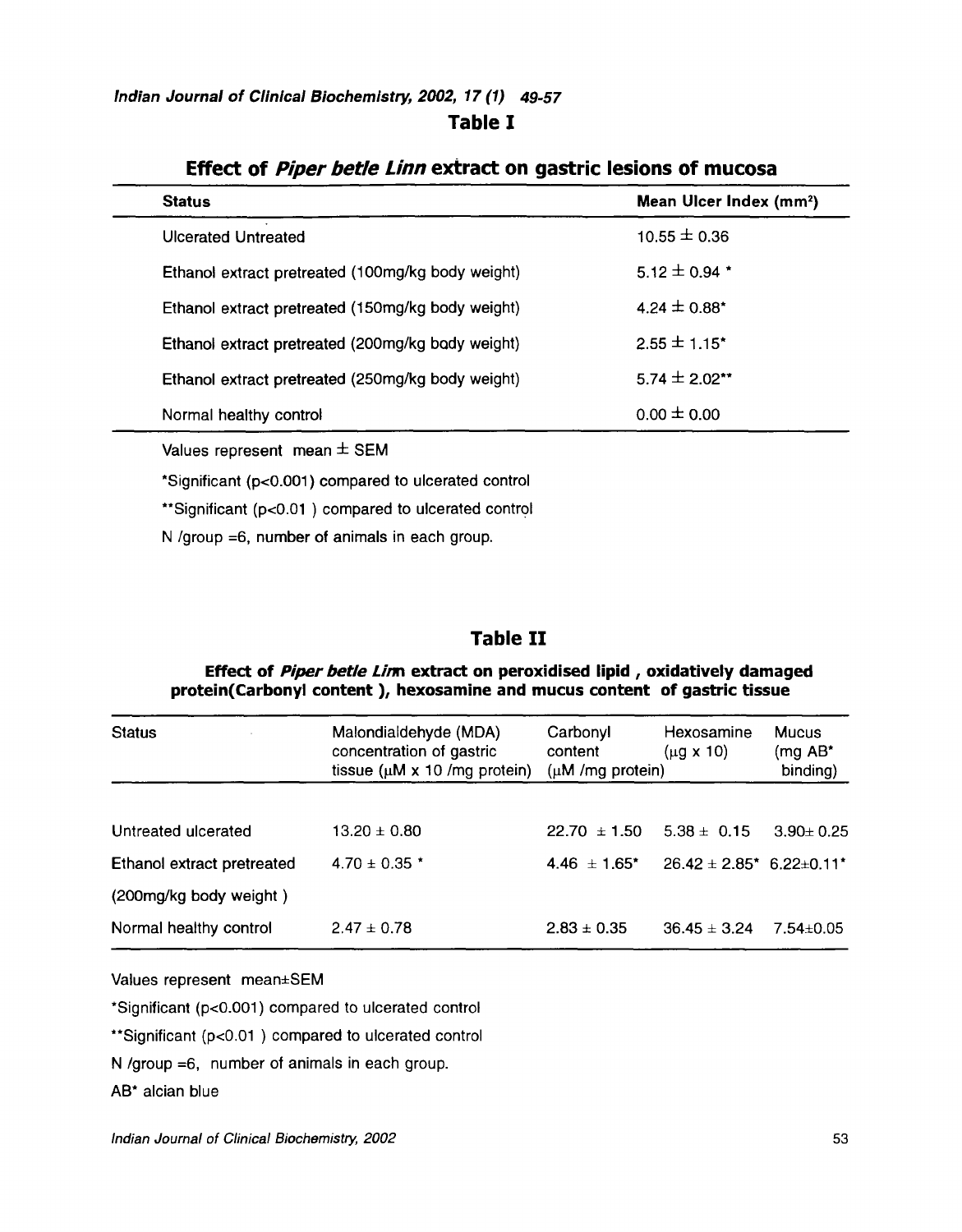## Table I

### Effect of *Piper betle Linn* extract on gastric lesions of mucosa

| Status | Mean Ulcer Index (mm$^2$) |
|---|---|
| Ulcerated Untreated | 10.55 ± 0.36 |
| Ethanol extract pretreated (100mg/kg body weight) | 5.12 ± 0.94 * |
| Ethanol extract pretreated (150mg/kg body weight) | 4.24 ± 0.88* |
| Ethanol extract pretreated (200mg/kg body weight) | 2.55 ± 1.15* |
| Ethanol extract pretreated (250mg/kg body weight) | 5.74 ± 2.02** |
| Normal healthy control | 0.00 ± 0.00 |

Values represent mean ± SEM

*Significant ($p<0.001$) compared to ulcerated control

**Significant ($p<0.01$ ) compared to ulcerated control

N /group =6, number of animals in each group.

## Table II

### Effect of *Piper betle Linn* extract on peroxidised lipid , oxidatively damaged protein(Carbonyl content ), hexosamine and mucus content of gastric tissue

| Status | Malondialdehyde (MDA) concentration of gastric tissue (μM x 10 /mg protein) | Carbonyl content (μM /mg protein) | Hexosamine (μg x 10) | Mucus (mg AB* binding) |
|---|---|---|---|---|
| Untreated ulcerated | 13.20 ± 0.80 | 22.70 ± 1.50 | 5.38 ± 0.15 | 3.90± 0.25 |
| Ethanol extract pretreated (200mg/kg body weight ) | 4.70 ± 0.35 * | 4.46 ± 1.65* | 26.42 ± 2.85* | 6.22±0.11* |
| Normal healthy control | 2.47 ± 0.78 | 2.83 ± 0.35 | 36.45 ± 3.24 | 7.54±0.05 |

Values represent mean±SEM

*Significant ($p<0.001$) compared to ulcerated control

**Significant ($p<0.01$ ) compared to ulcerated control

N /group =6, number of animals in each group.

AB* alcian blue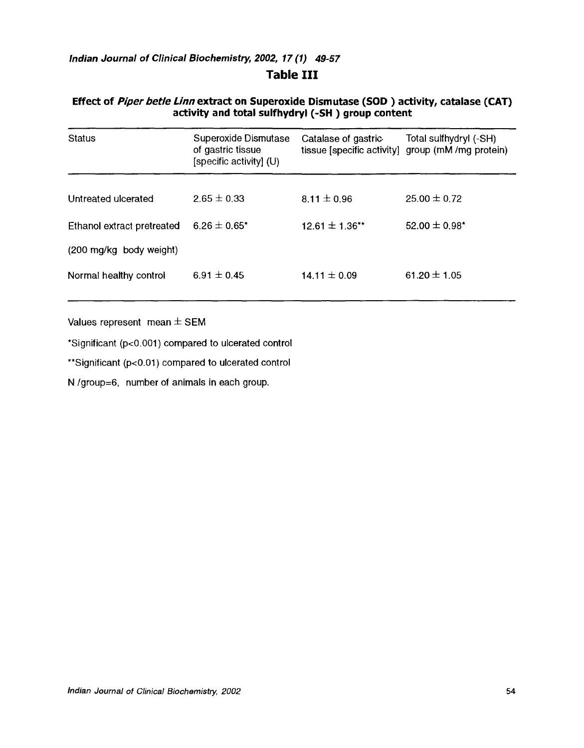## Table III

**Effect of *Piper betle Linn* extract on Superoxide Dismutase (SOD) activity, catalase (CAT) activity and total sulfhydryl (-SH) group content**

| Status | Superoxide Dismutase of gastric tissue [specific activity] (U) | Catalase of gastric tissue [specific activity] | Total sulfhydryl (-SH) group (mM /mg protein) |
|---|---|---|---|
| Untreated ulcerated | 2.65 ± 0.33 | 8.11 ± 0.96 | 25.00 ± 0.72 |
| Ethanol extract pretreated (200 mg/kg body weight) | 6.26 ± 0.65* | 12.61 ± 1.36** | 52.00 ± 0.98* |
| Normal healthy control | 6.91 ± 0.45 | 14.11 ± 0.09 | 61.20 ± 1.05 |

Values represent mean ± SEM

*Significant ($p<0.001$) compared to ulcerated control

**Significant ($p<0.01$) compared to ulcerated control

N /group=6, number of animals in each group.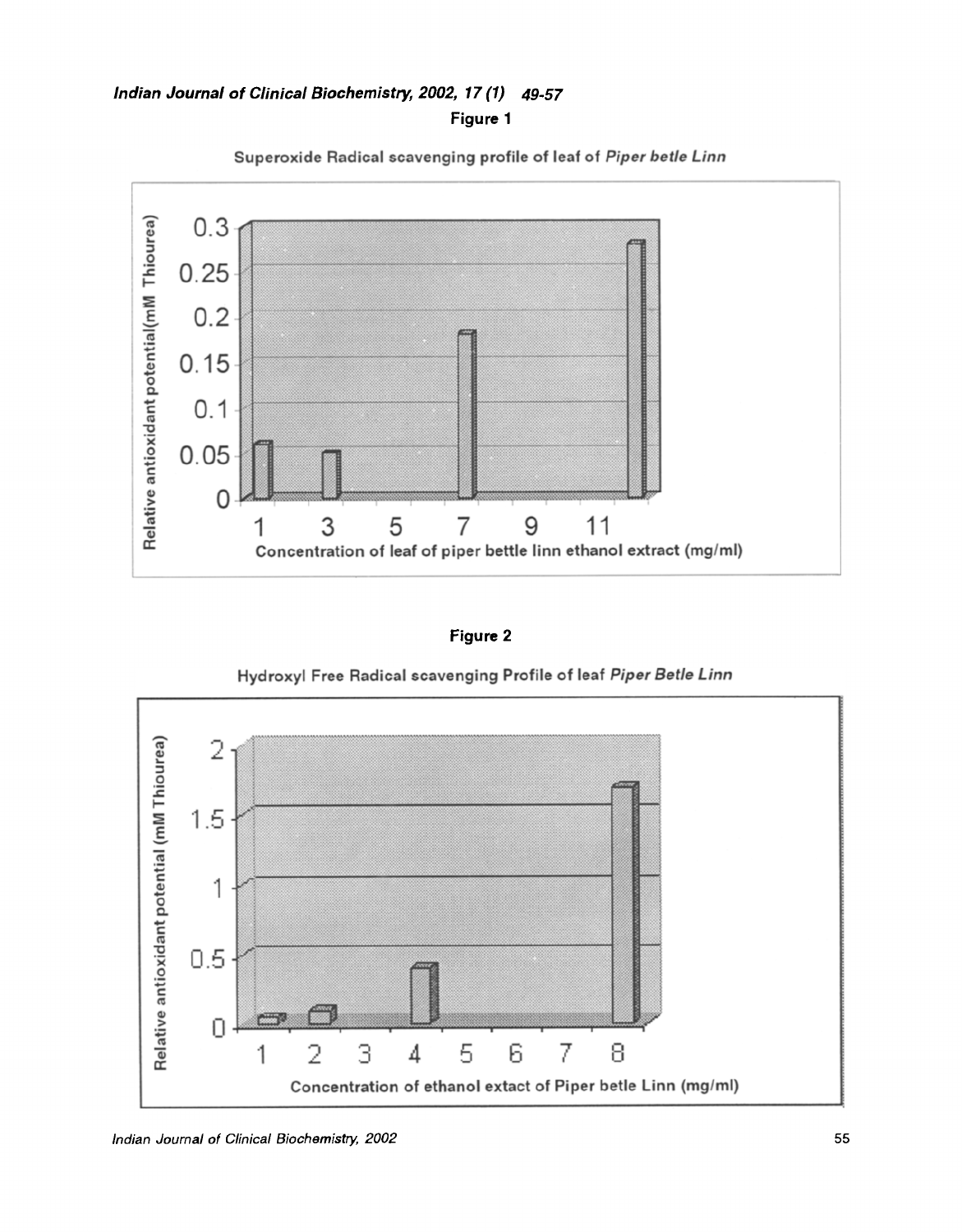Figure 1

Superoxide Radical scavenging profile of leaf of *Piper betle Linn*

Figure 2

Hydroxyl Free Radical scavenging Profile of leaf *Piper Betle Linn*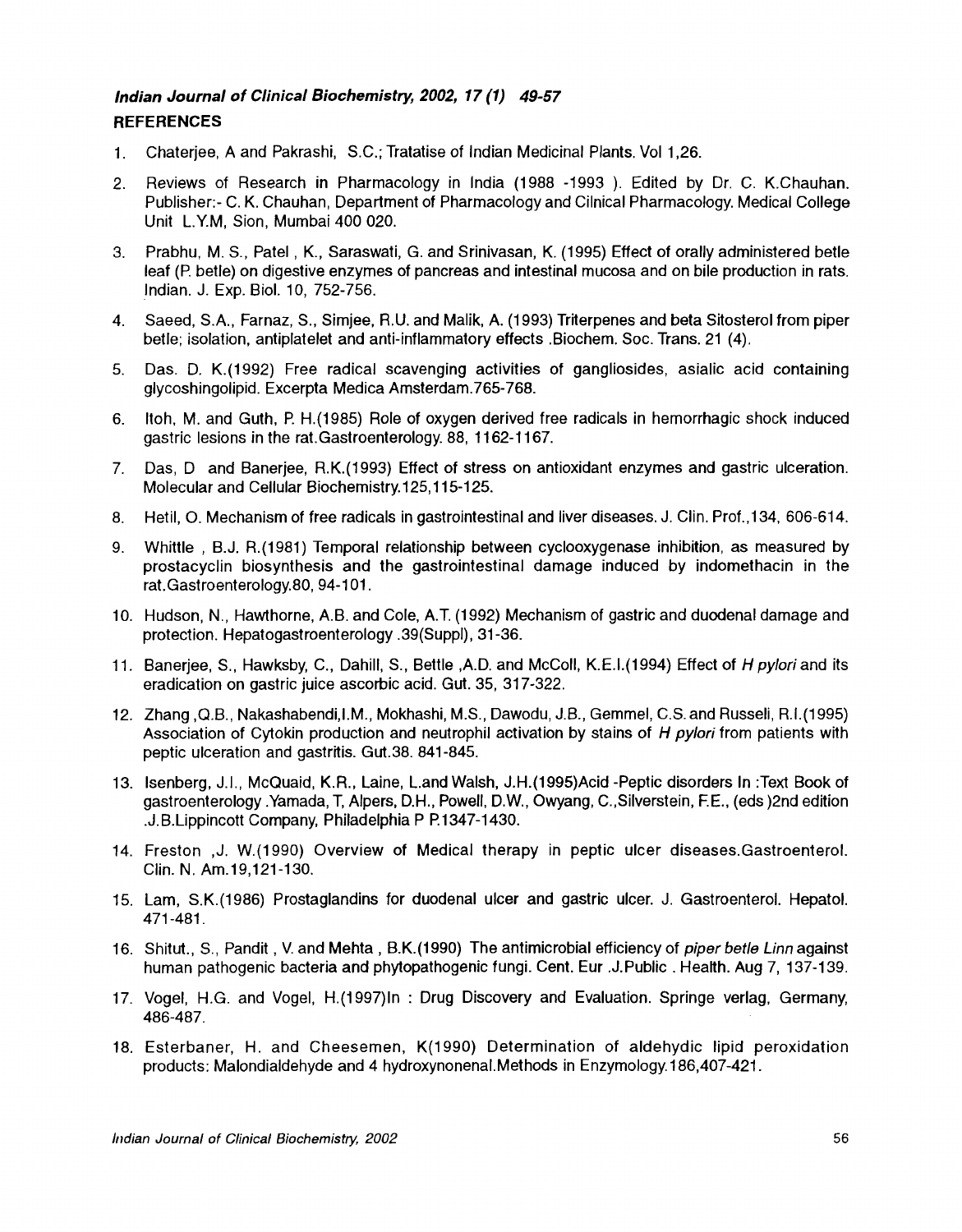## REFERENCES

1. Chaterjee, A and Pakrashi, S.C.; Tratatise of Indian Medicinal Plants. Vol 1,26.
2. Reviews of Research in Pharmacology in India (1988 -1993 ). Edited by Dr. C. K.Chauhan. Publisher:- C. K. Chauhan, Department of Pharmacology and Cilnical Pharmacology. Medical College Unit L.Y.M, Sion, Mumbai 400 020.
3. Prabhu, M. S., Patel , K., Saraswati, G. and Srinivasan, K. (1995) Effect of orally administered betle leaf (P. betle) on digestive enzymes of pancreas and intestinal mucosa and on bile production in rats. Indian. J. Exp. Biol. 10, 752-756.
4. Saeed, S.A., Farnaz, S., Simjee, R.U. and Malik, A. (1993) Triterpenes and beta Sitosterol from piper betle; isolation, antiplatelet and anti-inflammatory effects .Biochem. Soc. Trans. 21 (4).
5. Das. D. K.(1992) Free radical scavenging activities of gangliosides, asialic acid containing glycoshingolipid. Excerpta Medica Amsterdam.765-768.
6. Itoh, M. and Guth, P. H.(1985) Role of oxygen derived free radicals in hemorrhagic shock induced gastric lesions in the rat.Gastroenterology. 88, 1162-1167.
7. Das, D and Banerjee, R.K.(1993) Effect of stress on antioxidant enzymes and gastric ulceration. Molecular and Cellular Biochemistry.125,115-125.
8. Hetil, O. Mechanism of free radicals in gastrointestinal and liver diseases. J. Clin. Prof.,134, 606-614.
9. Whittle , B.J. R.(1981) Temporal relationship between cyclooxygenase inhibition, as measured by prostacyclin biosynthesis and the gastrointestinal damage induced by indomethacin in the rat.Gastroenterology.80, 94-101.
10. Hudson, N., Hawthorne, A.B. and Cole, A.T. (1992) Mechanism of gastric and duodenal damage and protection. Hepatogastroenterology .39(Suppl), 31-36.
11. Banerjee, S., Hawksby, C., Dahill, S., Bettle ,A.D. and McColl, K.E.I.(1994) Effect of *H pylori* and its eradication on gastric juice ascorbic acid. Gut. 35, 317-322.
12. Zhang ,Q.B., Nakashabendi,I.M., Mokhashi, M.S., Dawodu, J.B., Gemmel, C.S. and Russeli, R.I.(1995) Association of Cytokin production and neutrophil activation by stains of *H pylori* from patients with peptic ulceration and gastritis. Gut.38. 841-845.
13. Isenberg, J.I., McQuaid, K.R., Laine, L.and Walsh, J.H.(1995)Acid -Peptic disorders In :Text Book of gastroenterology .Yamada, T, Alpers, D.H., Powell, D.W., Owyang, C.,Silverstein, F.E., (eds )2nd edition .J.B.Lippincott Company, Philadelphia P P.1347-1430.
14. Freston ,J. W.(1990) Overview of Medical therapy in peptic ulcer diseases.Gastroenterol. Clin. N. Am.19,121-130.
15. Lam, S.K.(1986) Prostaglandins for duodenal ulcer and gastric ulcer. J. Gastroenterol. Hepatol. 471-481.
16. Shitut., S., Pandit , V. and Mehta , B.K.(1990) The antimicrobial efficiency of *piper betle Linn* against human pathogenic bacteria and phytopathogenic fungi. Cent. Eur .J.Public . Health. Aug 7, 137-139.
17. Vogel, H.G. and Vogel, H.(1997)In : Drug Discovery and Evaluation. Springe verlag, Germany, 486-487.
18. Esterbaner, H. and Cheesemen, K(1990) Determination of aldehydic lipid peroxidation products: Malondialdehyde and 4 hydroxynonenal.Methods in Enzymology.186,407-421.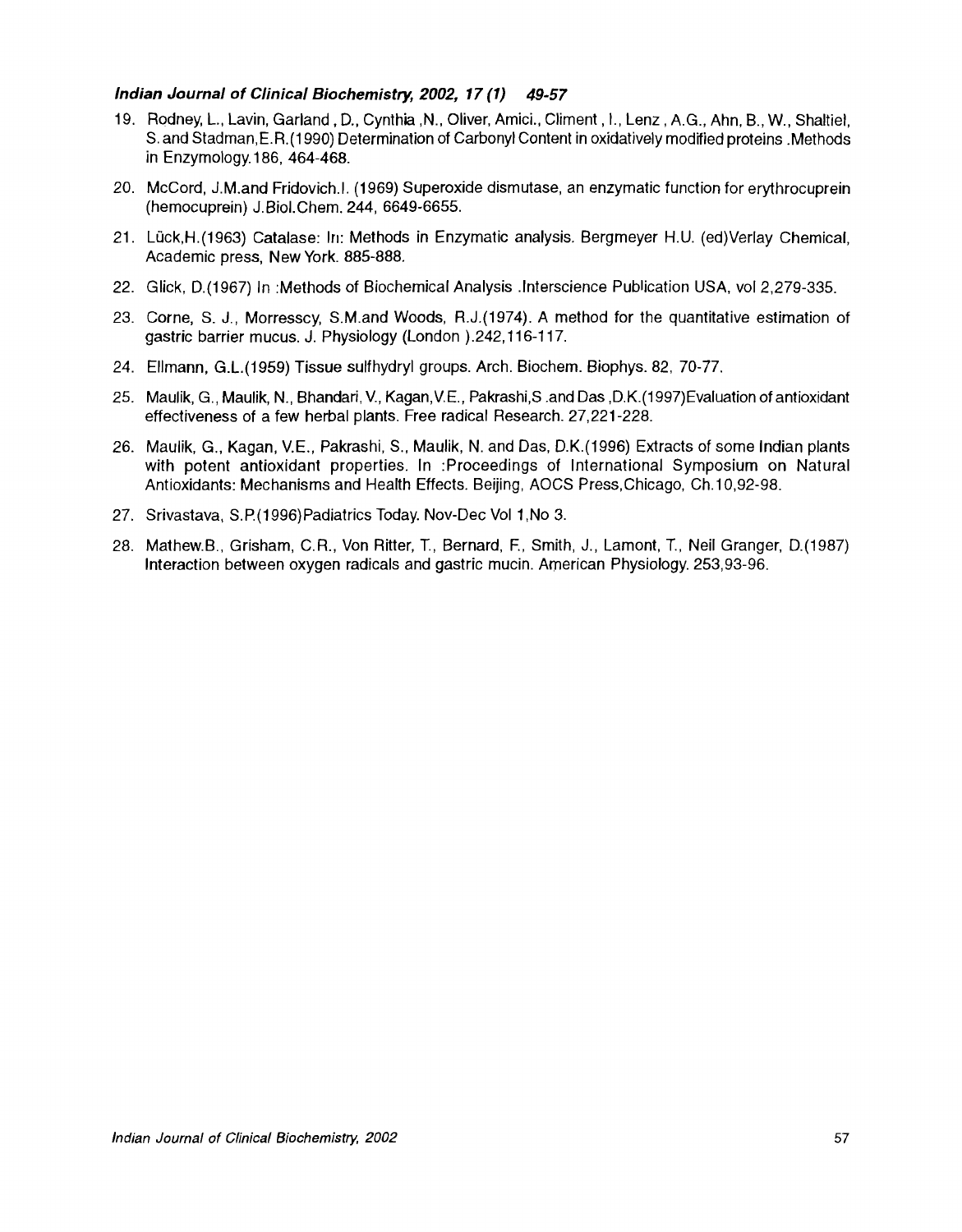19. Rodney, L., Lavin, Garland , D., Cynthia ,N., Oliver, Amici., Climent , I., Lenz , A.G., Ahn, B., W., Shaltiel, S. and Stadman,E.R.(1990) Determination of Carbonyl Content in oxidatively modified proteins .Methods in Enzymology.186, 464-468.

20. McCord, J.M.and Fridovich.I. (1969) Superoxide dismutase, an enzymatic function for erythrocuprein (hemocuprein) J.Biol.Chem. 244, 6649-6655.

21. Lück,H.(1963) Catalase: In: Methods in Enzymatic analysis. Bergmeyer H.U. (ed)Verlay Chemical, Academic press, New York. 885-888.

22. Glick, D.(1967) In :Methods of Biochemical Analysis .Interscience Publication USA, vol 2,279-335.

23. Corne, S. J., Morresscy, S.M.and Woods, R.J.(1974). A method for the quantitative estimation of gastric barrier mucus. J. Physiology (London ).242,116-117.

24. Ellmann, G.L.(1959) Tissue sulfhydryl groups. Arch. Biochem. Biophys. 82, 70-77.

25. Maulik, G., Maulik, N., Bhandari, V., Kagan,V.E., Pakrashi,S .and Das ,D.K.(1997)Evaluation of antioxidant effectiveness of a few herbal plants. Free radical Research. 27,221-228.

26. Maulik, G., Kagan, V.E., Pakrashi, S., Maulik, N. and Das, D.K.(1996) Extracts of some Indian plants with potent antioxidant properties. In :Proceedings of International Symposium on Natural Antioxidants: Mechanisms and Health Effects. Beijing, AOCS Press,Chicago, Ch.10,92-98.

27. Srivastava, S.P.(1996)Padiatrics Today. Nov-Dec Vol 1,No 3.

28. Mathew.B., Grisham, C.R., Von Ritter, T., Bernard, F., Smith, J., Lamont, T., Neil Granger, D.(1987) Interaction between oxygen radicals and gastric mucin. American Physiology. 253,93-96.